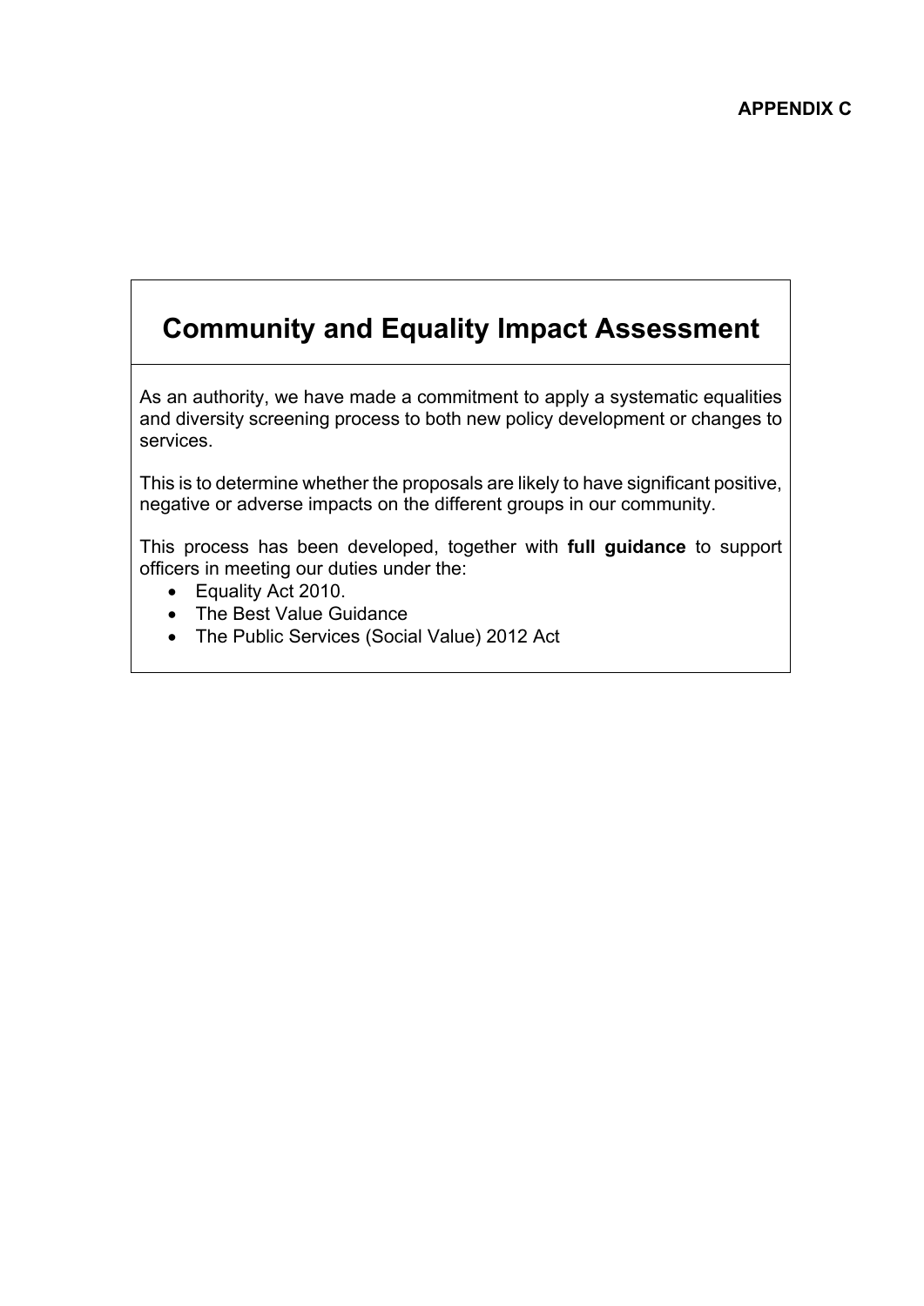**APPENDIX C**

# Community and Equality Impact Assessment

As an authority, we have made a commitment to apply a systematic equalities and diversity screening process to both new policy development or changes to services.

This is to determine whether the proposals are likely to have significant positive, negative or adverse impacts on the different groups in our community.

This process has been developed, together with **full guidance** to support officers in meeting our duties under the:

- Equality Act 2010.
- The Best Value Guidance
- The Public Services (Social Value) 2012 Act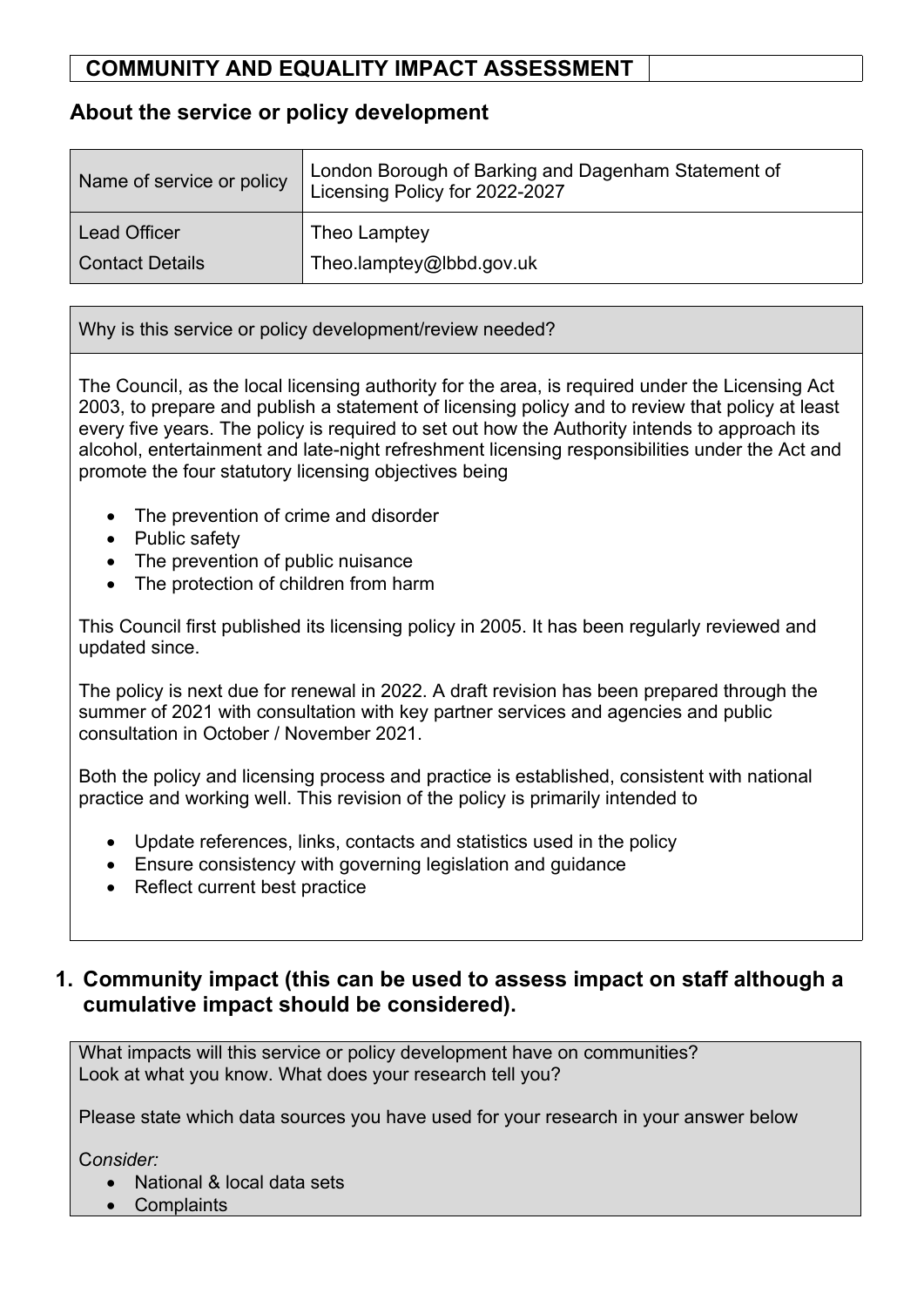# COMMUNITY AND EQUALITY IMPACT ASSESSMENT

## About the service or policy development

| Name of service or policy | London Borough of Barking and Dagenham Statement of Licensing Policy for 2022-2027 |
|---|---|
| Lead Officer | Theo Lamptey |
| Contact Details | Theo.lamptey@lbbd.gov.uk |

Why is this service or policy development/review needed?

The Council, as the local licensing authority for the area, is required under the Licensing Act 2003, to prepare and publish a statement of licensing policy and to review that policy at least every five years. The policy is required to set out how the Authority intends to approach its alcohol, entertainment and late-night refreshment licensing responsibilities under the Act and promote the four statutory licensing objectives being

- The prevention of crime and disorder
- Public safety
- The prevention of public nuisance
- The protection of children from harm

This Council first published its licensing policy in 2005. It has been regularly reviewed and updated since.

The policy is next due for renewal in 2022. A draft revision has been prepared through the summer of 2021 with consultation with key partner services and agencies and public consultation in October / November 2021.

Both the policy and licensing process and practice is established, consistent with national practice and working well. This revision of the policy is primarily intended to

- Update references, links, contacts and statistics used in the policy
- Ensure consistency with governing legislation and guidance
- Reflect current best practice

## 1. Community impact (this can be used to assess impact on staff although a cumulative impact should be considered).

What impacts will this service or policy development have on communities?
Look at what you know. What does your research tell you?

Please state which data sources you have used for your research in your answer below

*Consider:*

- National & local data sets
- Complaints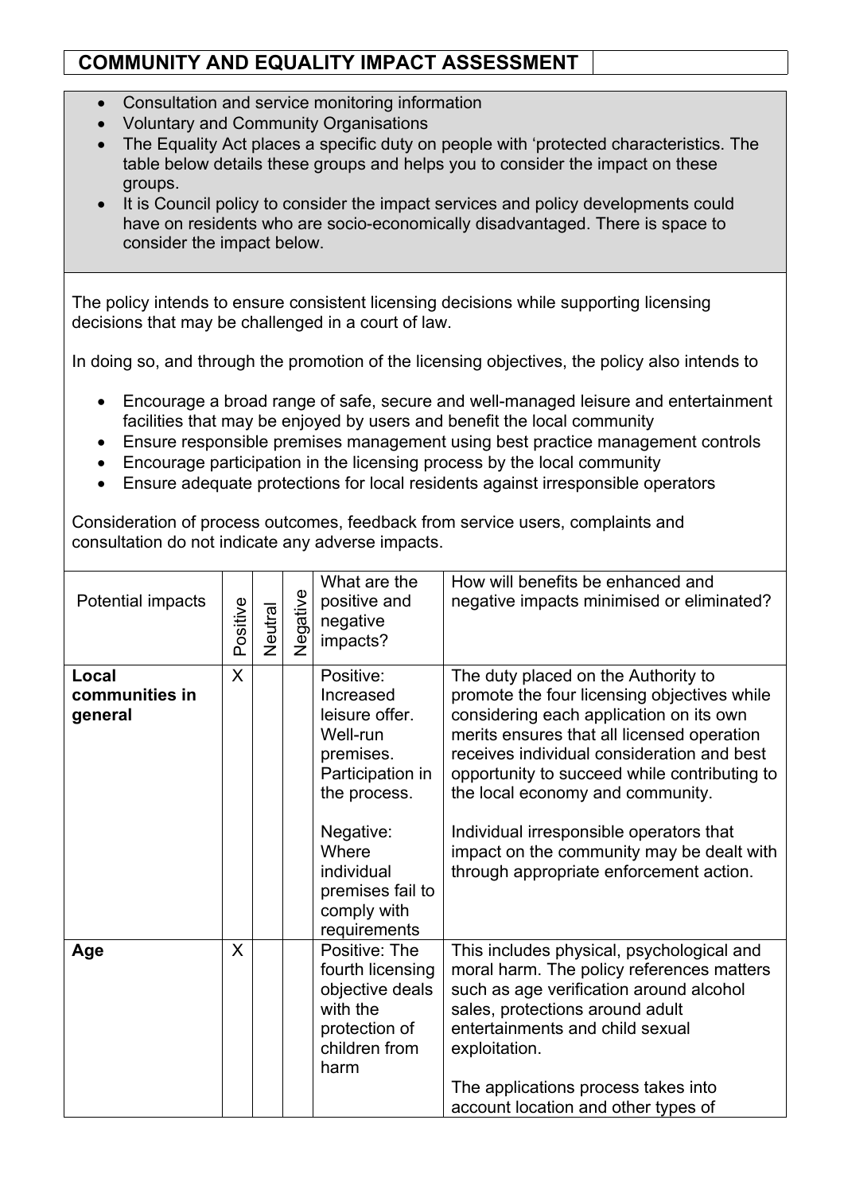## COMMUNITY AND EQUALITY IMPACT ASSESSMENT

- Consultation and service monitoring information
- Voluntary and Community Organisations
- The Equality Act places a specific duty on people with 'protected characteristics. The table below details these groups and helps you to consider the impact on these groups.
- It is Council policy to consider the impact services and policy developments could have on residents who are socio-economically disadvantaged. There is space to consider the impact below.

The policy intends to ensure consistent licensing decisions while supporting licensing decisions that may be challenged in a court of law.

In doing so, and through the promotion of the licensing objectives, the policy also intends to

- Encourage a broad range of safe, secure and well-managed leisure and entertainment facilities that may be enjoyed by users and benefit the local community
- Ensure responsible premises management using best practice management controls
- Encourage participation in the licensing process by the local community
- Ensure adequate protections for local residents against irresponsible operators

Consideration of process outcomes, feedback from service users, complaints and consultation do not indicate any adverse impacts.

| Potential impacts | Positive | Neutral | Negative | What are the positive and negative impacts? | How will benefits be enhanced and negative impacts minimised or eliminated? |
|---|---|---|---|---|---|
| **Local communities in general** | X | | | Positive: Increased leisure offer. Well-run premises. Participation in the process.<br><br>Negative: Where individual premises fail to comply with requirements | The duty placed on the Authority to promote the four licensing objectives while considering each application on its own merits ensures that all licensed operation receives individual consideration and best opportunity to succeed while contributing to the local economy and community.<br><br>Individual irresponsible operators that impact on the community may be dealt with through appropriate enforcement action. |
| **Age** | X | | | Positive: The fourth licensing objective deals with the protection of children from harm | This includes physical, psychological and moral harm. The policy references matters such as age verification around alcohol sales, protections around adult entertainments and child sexual exploitation.<br><br>The applications process takes into account location and other types of |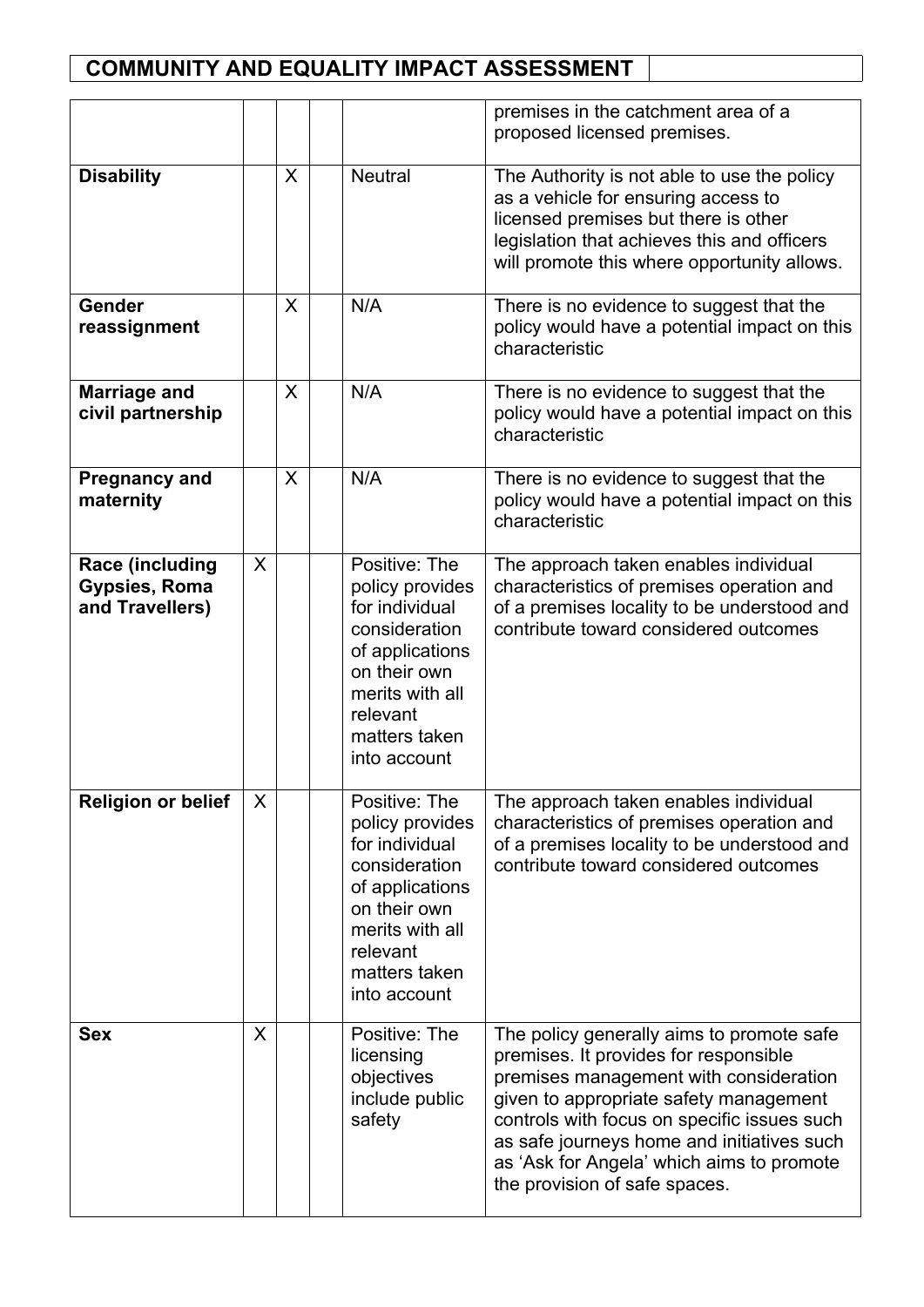# COMMUNITY AND EQUALITY IMPACT ASSESSMENT

| | | | | | |
|---|---|---|---|---|---|
| | | | | | premises in the catchment area of a proposed licensed premises. |
| **Disability** | | X | | Neutral | The Authority is not able to use the policy as a vehicle for ensuring access to licensed premises but there is other legislation that achieves this and officers will promote this where opportunity allows. |
| **Gender reassignment** | | X | | N/A | There is no evidence to suggest that the policy would have a potential impact on this characteristic |
| **Marriage and civil partnership** | | X | | N/A | There is no evidence to suggest that the policy would have a potential impact on this characteristic |
| **Pregnancy and maternity** | | X | | N/A | There is no evidence to suggest that the policy would have a potential impact on this characteristic |
| **Race (including Gypsies, Roma and Travellers)** | X | | | Positive: The policy provides for individual consideration of applications on their own merits with all relevant matters taken into account | The approach taken enables individual characteristics of premises operation and of a premises locality to be understood and contribute toward considered outcomes |
| **Religion or belief** | X | | | Positive: The policy provides for individual consideration of applications on their own merits with all relevant matters taken into account | The approach taken enables individual characteristics of premises operation and of a premises locality to be understood and contribute toward considered outcomes |
| **Sex** | X | | | Positive: The licensing objectives include public safety | The policy generally aims to promote safe premises. It provides for responsible premises management with consideration given to appropriate safety management controls with focus on specific issues such as safe journeys home and initiatives such as 'Ask for Angela' which aims to promote the provision of safe spaces. |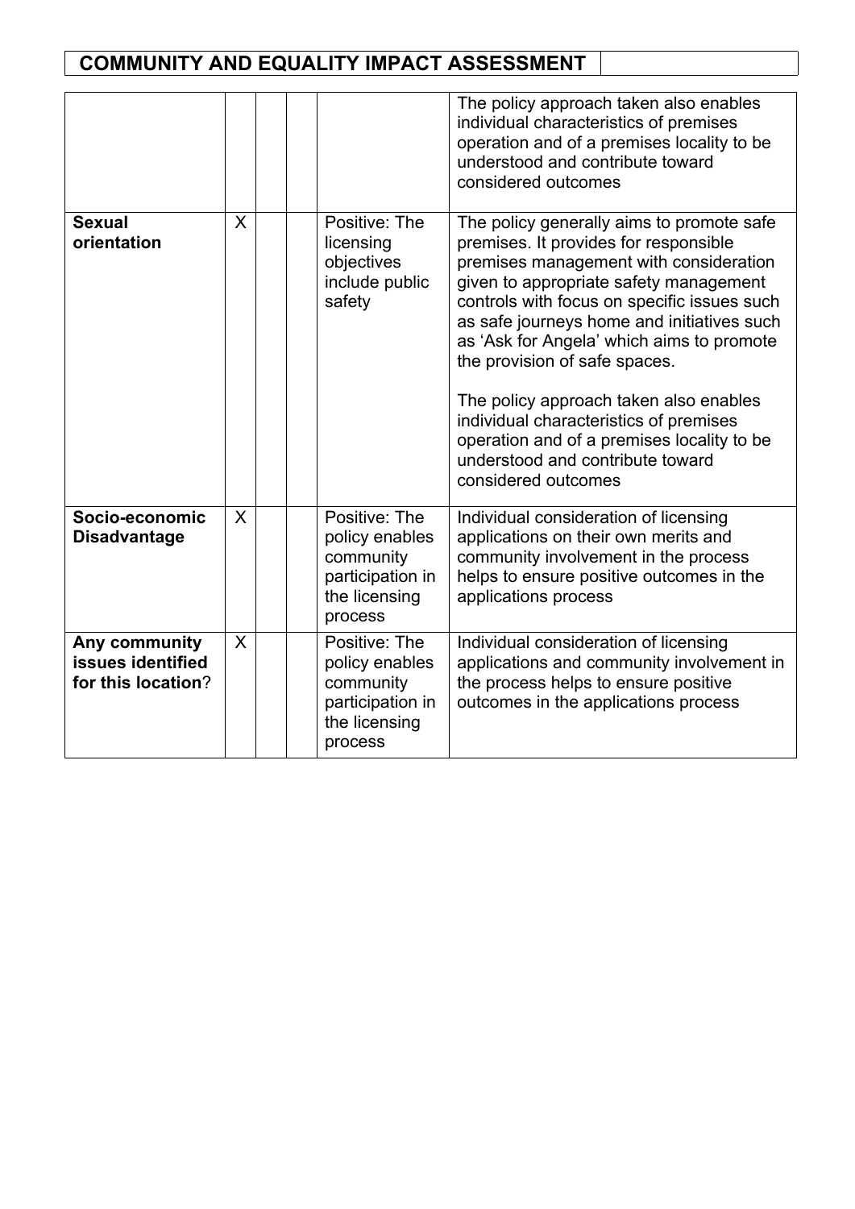## COMMUNITY AND EQUALITY IMPACT ASSESSMENT

| | | | | | |
|---|---|---|---|---|---|
| | | | | | The policy approach taken also enables individual characteristics of premises operation and of a premises locality to be understood and contribute toward considered outcomes |
| **Sexual orientation** | X | | | Positive: The licensing objectives include public safety | The policy generally aims to promote safe premises. It provides for responsible premises management with consideration given to appropriate safety management controls with focus on specific issues such as safe journeys home and initiatives such as 'Ask for Angela' which aims to promote the provision of safe spaces.<br><br>The policy approach taken also enables individual characteristics of premises operation and of a premises locality to be understood and contribute toward considered outcomes |
| **Socio-economic Disadvantage** | X | | | Positive: The policy enables community participation in the licensing process | Individual consideration of licensing applications on their own merits and community involvement in the process helps to ensure positive outcomes in the applications process |
| **Any community issues identified for this location**? | X | | | Positive: The policy enables community participation in the licensing process | Individual consideration of licensing applications and community involvement in the process helps to ensure positive outcomes in the applications process |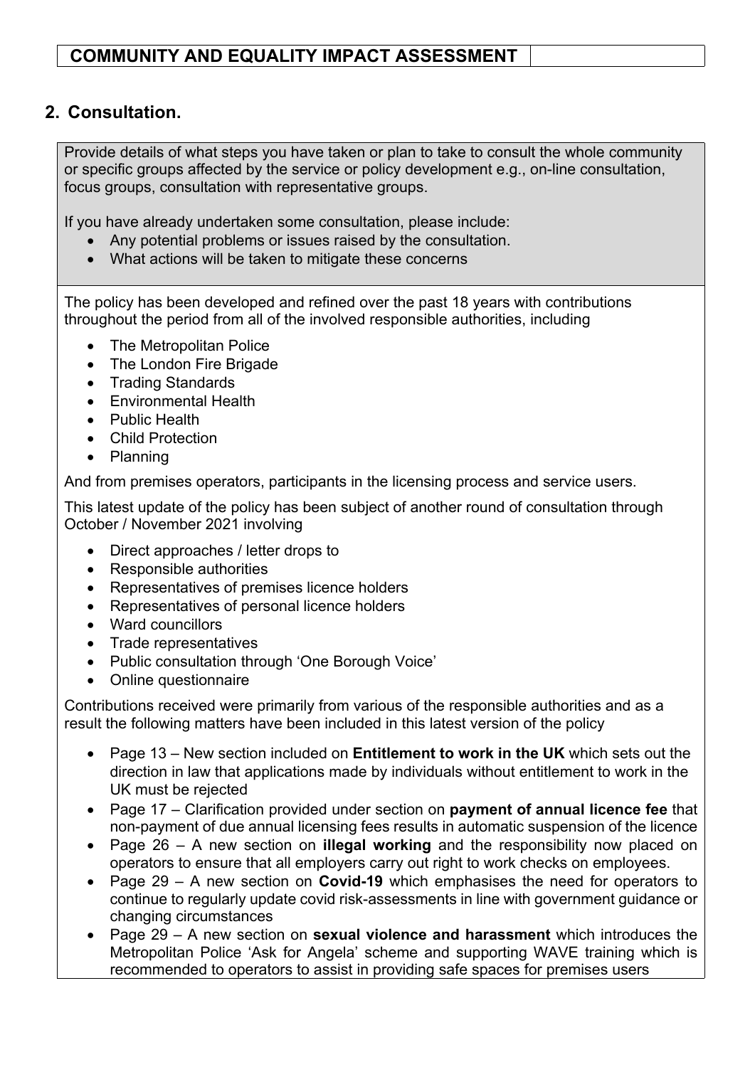# COMMUNITY AND EQUALITY IMPACT ASSESSMENT

## 2. Consultation.

Provide details of what steps you have taken or plan to take to consult the whole community or specific groups affected by the service or policy development e.g., on-line consultation, focus groups, consultation with representative groups.

If you have already undertaken some consultation, please include:

- Any potential problems or issues raised by the consultation.
- What actions will be taken to mitigate these concerns

The policy has been developed and refined over the past 18 years with contributions throughout the period from all of the involved responsible authorities, including

- The Metropolitan Police
- The London Fire Brigade
- Trading Standards
- Environmental Health
- Public Health
- Child Protection
- Planning

And from premises operators, participants in the licensing process and service users.

This latest update of the policy has been subject of another round of consultation through October / November 2021 involving

- Direct approaches / letter drops to
- Responsible authorities
- Representatives of premises licence holders
- Representatives of personal licence holders
- Ward councillors
- Trade representatives
- Public consultation through 'One Borough Voice'
- Online questionnaire

Contributions received were primarily from various of the responsible authorities and as a result the following matters have been included in this latest version of the policy

- Page 13 – New section included on **Entitlement to work in the UK** which sets out the direction in law that applications made by individuals without entitlement to work in the UK must be rejected
- Page 17 – Clarification provided under section on **payment of annual licence fee** that non-payment of due annual licensing fees results in automatic suspension of the licence
- Page 26 – A new section on **illegal working** and the responsibility now placed on operators to ensure that all employers carry out right to work checks on employees.
- Page 29 – A new section on **Covid-19** which emphasises the need for operators to continue to regularly update covid risk-assessments in line with government guidance or changing circumstances
- Page 29 – A new section on **sexual violence and harassment** which introduces the Metropolitan Police 'Ask for Angela' scheme and supporting WAVE training which is recommended to operators to assist in providing safe spaces for premises users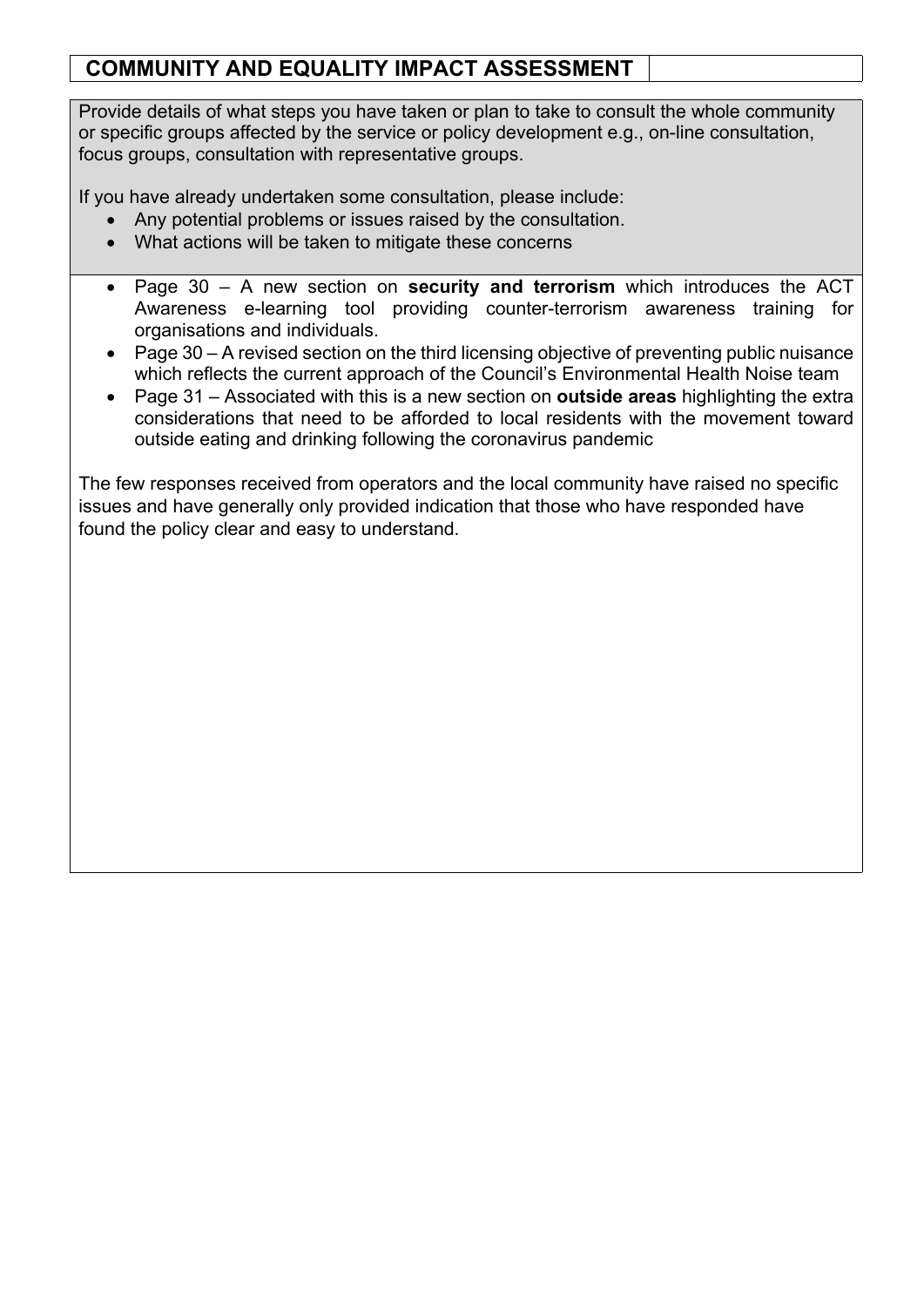## COMMUNITY AND EQUALITY IMPACT ASSESSMENT

Provide details of what steps you have taken or plan to take to consult the whole community or specific groups affected by the service or policy development e.g., on-line consultation, focus groups, consultation with representative groups.

If you have already undertaken some consultation, please include:

- Any potential problems or issues raised by the consultation.
- What actions will be taken to mitigate these concerns

---

- Page 30 – A new section on **security and terrorism** which introduces the ACT Awareness e-learning tool providing counter-terrorism awareness training for organisations and individuals.
- Page 30 – A revised section on the third licensing objective of preventing public nuisance which reflects the current approach of the Council's Environmental Health Noise team
- Page 31 – Associated with this is a new section on **outside areas** highlighting the extra considerations that need to be afforded to local residents with the movement toward outside eating and drinking following the coronavirus pandemic

The few responses received from operators and the local community have raised no specific issues and have generally only provided indication that those who have responded have found the policy clear and easy to understand.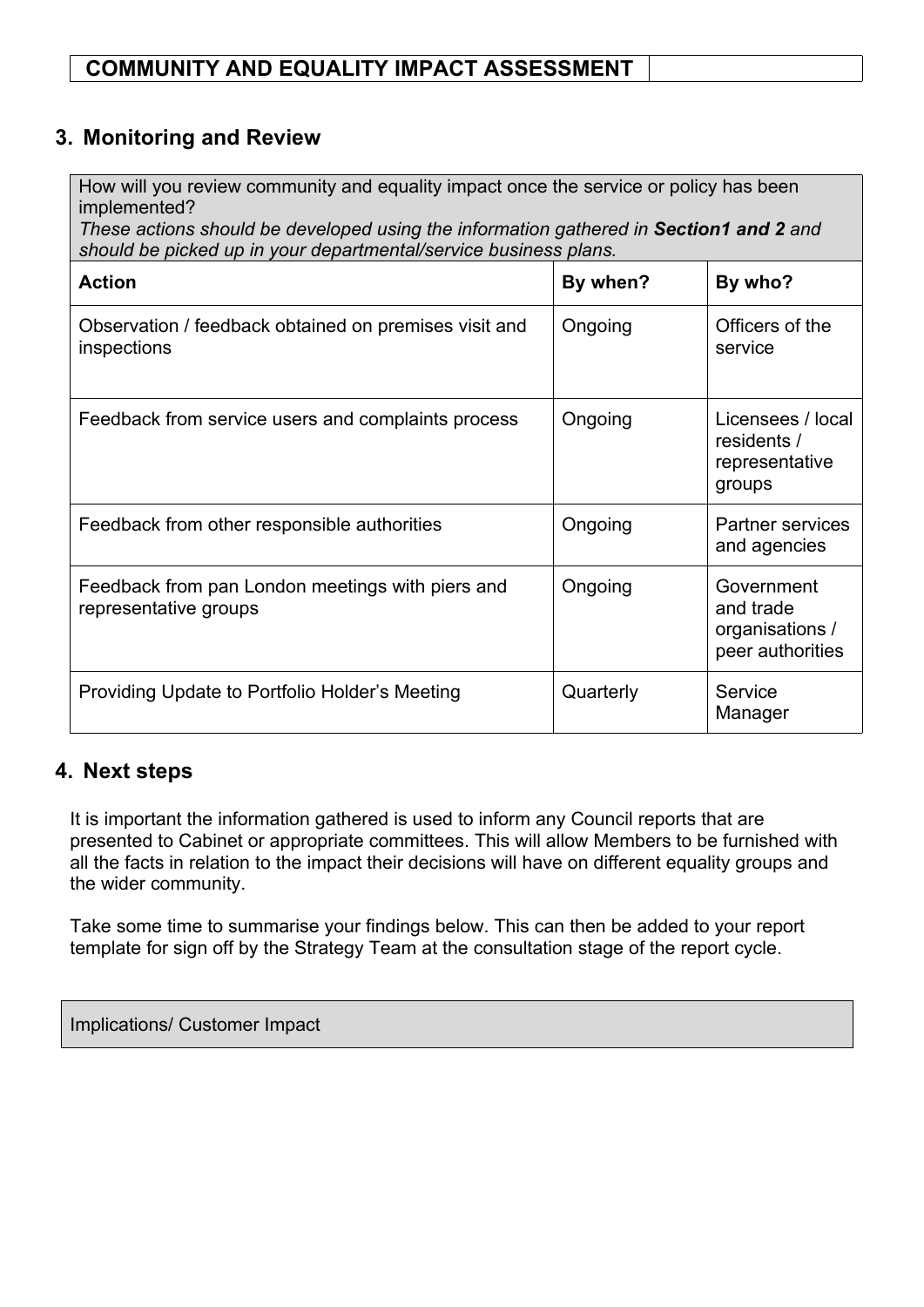# COMMUNITY AND EQUALITY IMPACT ASSESSMENT

## 3. Monitoring and Review

| How will you review community and equality impact once the service or policy has been implemented? *These actions should be developed using the information gathered in **Section1 and 2** and should be picked up in your departmental/service business plans.* | | |
|---|---|---|
| **Action** | **By when?** | **By who?** |
| Observation / feedback obtained on premises visit and inspections | Ongoing | Officers of the service |
| Feedback from service users and complaints process | Ongoing | Licensees / local residents / representative groups |
| Feedback from other responsible authorities | Ongoing | Partner services and agencies |
| Feedback from pan London meetings with piers and representative groups | Ongoing | Government and trade organisations / peer authorities |
| Providing Update to Portfolio Holder's Meeting | Quarterly | Service Manager |

## 4. Next steps

It is important the information gathered is used to inform any Council reports that are presented to Cabinet or appropriate committees. This will allow Members to be furnished with all the facts in relation to the impact their decisions will have on different equality groups and the wider community.

Take some time to summarise your findings below. This can then be added to your report template for sign off by the Strategy Team at the consultation stage of the report cycle.

| Implications/ Customer Impact |
|---|
| |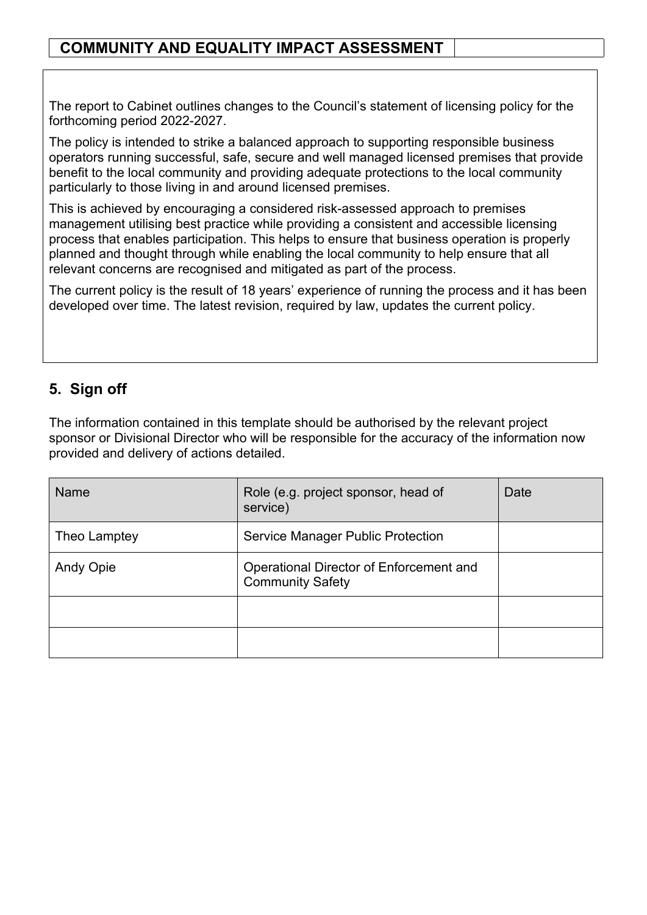## COMMUNITY AND EQUALITY IMPACT ASSESSMENT

The report to Cabinet outlines changes to the Council's statement of licensing policy for the forthcoming period 2022-2027.

The policy is intended to strike a balanced approach to supporting responsible business operators running successful, safe, secure and well managed licensed premises that provide benefit to the local community and providing adequate protections to the local community particularly to those living in and around licensed premises.

This is achieved by encouraging a considered risk-assessed approach to premises management utilising best practice while providing a consistent and accessible licensing process that enables participation. This helps to ensure that business operation is properly planned and thought through while enabling the local community to help ensure that all relevant concerns are recognised and mitigated as part of the process.

The current policy is the result of 18 years' experience of running the process and it has been developed over time. The latest revision, required by law, updates the current policy.

## 5. Sign off

The information contained in this template should be authorised by the relevant project sponsor or Divisional Director who will be responsible for the accuracy of the information now provided and delivery of actions detailed.

| Name | Role (e.g. project sponsor, head of service) | Date |
|---|---|---|
| Theo Lamptey | Service Manager Public Protection | |
| Andy Opie | Operational Director of Enforcement and Community Safety | |
| | | |
| | | |